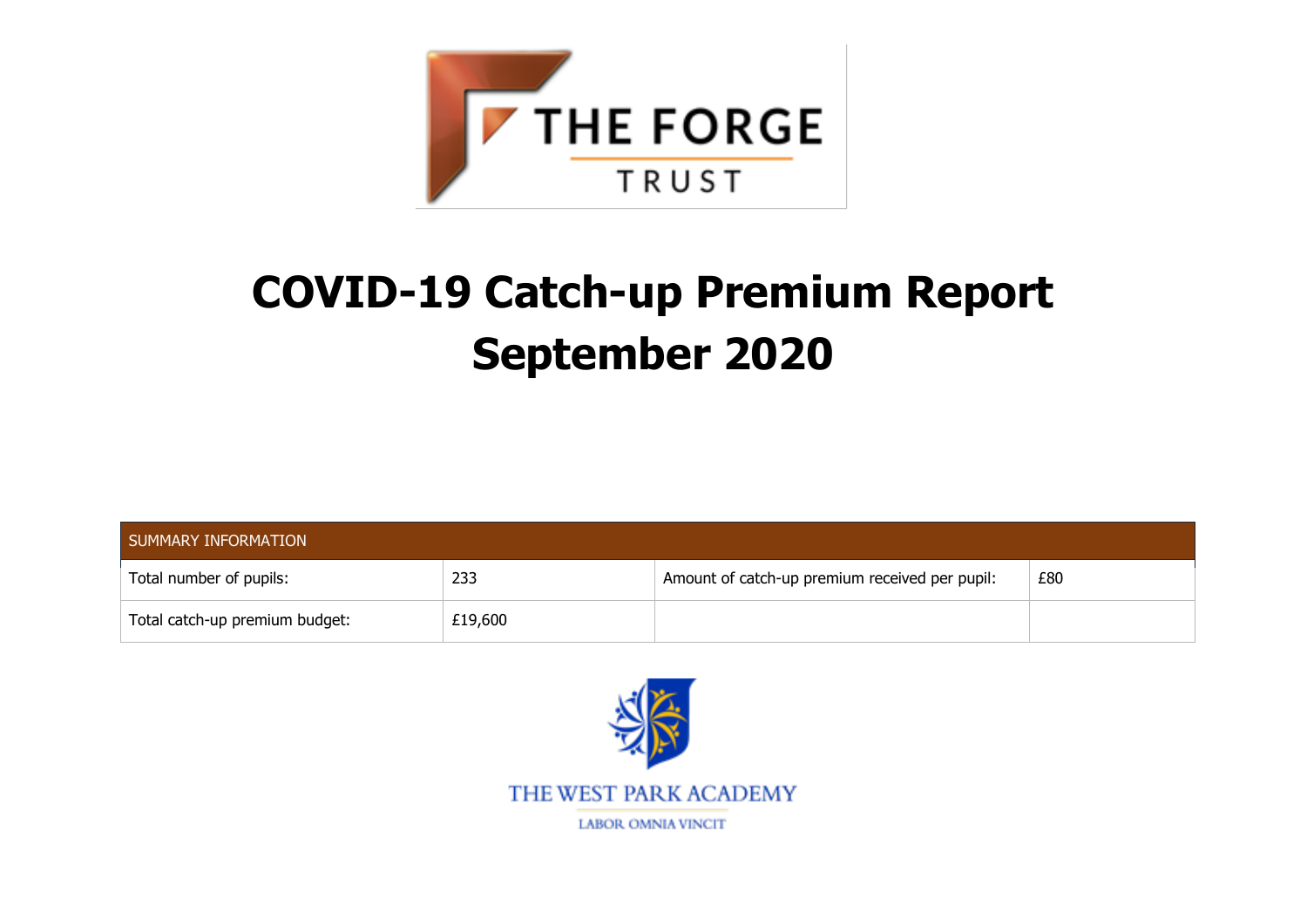THE FORGE TRUST

# COVID-19 Catch-up Premium Report September 2020

| SUMMARY INFORMATION | | | |
|---|---|---|---|
| Total number of pupils: | 233 | Amount of catch-up premium received per pupil: | £80 |
| Total catch-up premium budget: | £19,600 | | |

THE WEST PARK ACADEMY

LABOR OMNIA VINCIT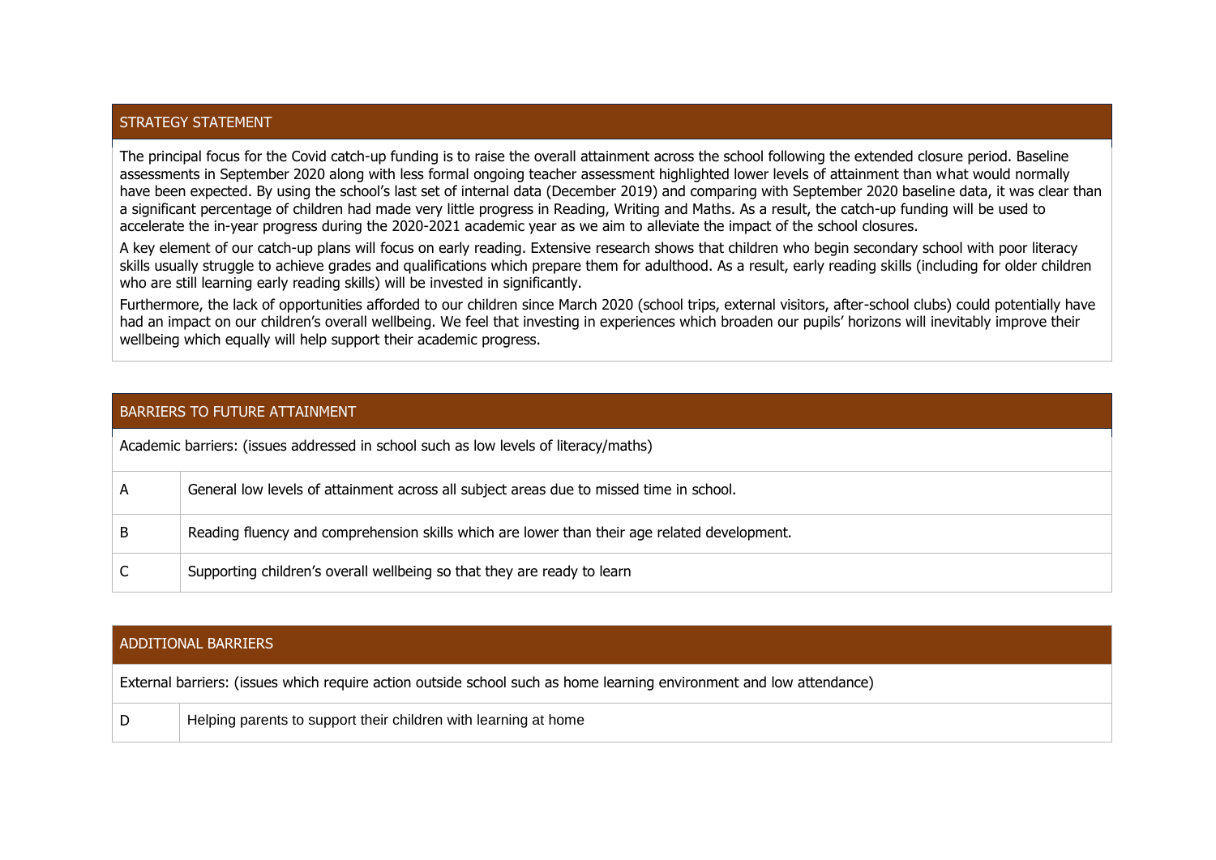## STRATEGY STATEMENT

The principal focus for the Covid catch-up funding is to raise the overall attainment across the school following the extended closure period. Baseline assessments in September 2020 along with less formal ongoing teacher assessment highlighted lower levels of attainment than what would normally have been expected. By using the school's last set of internal data (December 2019) and comparing with September 2020 baseline data, it was clear than a significant percentage of children had made very little progress in Reading, Writing and Maths. As a result, the catch-up funding will be used to accelerate the in-year progress during the 2020-2021 academic year as we aim to alleviate the impact of the school closures.

A key element of our catch-up plans will focus on early reading. Extensive research shows that children who begin secondary school with poor literacy skills usually struggle to achieve grades and qualifications which prepare them for adulthood. As a result, early reading skills (including for older children who are still learning early reading skills) will be invested in significantly.

Furthermore, the lack of opportunities afforded to our children since March 2020 (school trips, external visitors, after-school clubs) could potentially have had an impact on our children's overall wellbeing. We feel that investing in experiences which broaden our pupils' horizons will inevitably improve their wellbeing which equally will help support their academic progress.

## BARRIERS TO FUTURE ATTAINMENT

Academic barriers: (issues addressed in school such as low levels of literacy/maths)

| | |
|---|---|
| A | General low levels of attainment across all subject areas due to missed time in school. |
| B | Reading fluency and comprehension skills which are lower than their age related development. |
| C | Supporting children's overall wellbeing so that they are ready to learn |

## ADDITIONAL BARRIERS

External barriers: (issues which require action outside school such as home learning environment and low attendance)

| | |
|---|---|
| D | Helping parents to support their children with learning at home |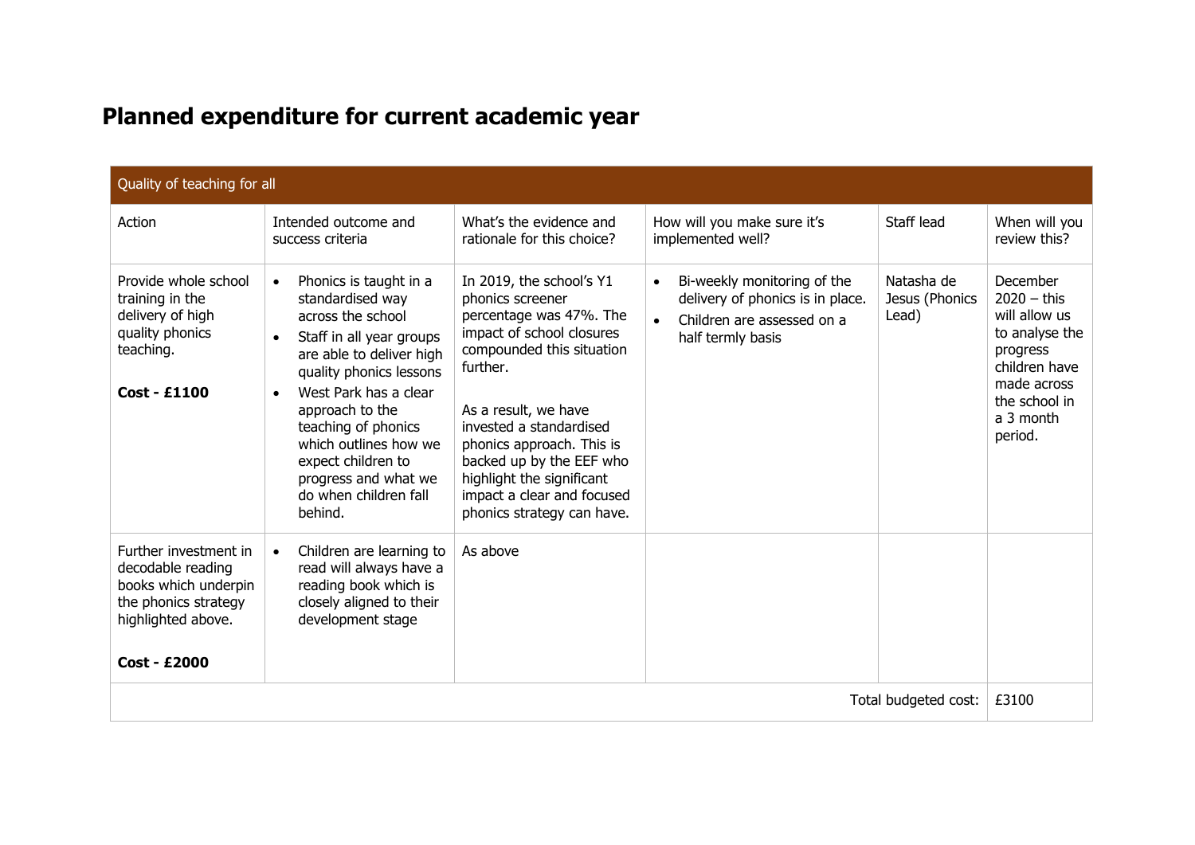# Planned expenditure for current academic year

| Quality of teaching for all | | | | | |
|---|---|---|---|---|---|
| Action | Intended outcome and success criteria | What's the evidence and rationale for this choice? | How will you make sure it's implemented well? | Staff lead | When will you review this? |
| Provide whole school training in the delivery of high quality phonics teaching.<br><br>**Cost - £1100** | • Phonics is taught in a standardised way across the school<br>• Staff in all year groups are able to deliver high quality phonics lessons<br>• West Park has a clear approach to the teaching of phonics which outlines how we expect children to progress and what we do when children fall behind. | In 2019, the school's Y1 phonics screener percentage was 47%. The impact of school closures compounded this situation further.<br><br>As a result, we have invested a standardised phonics approach. This is backed up by the EEF who highlight the significant impact a clear and focused phonics strategy can have. | • Bi-weekly monitoring of the delivery of phonics is in place.<br>• Children are assessed on a half termly basis | Natasha de Jesus (Phonics Lead) | December 2020 – this will allow us to analyse the progress children have made across the school in a 3 month period. |
| Further investment in decodable reading books which underpin the phonics strategy highlighted above.<br><br>**Cost - £2000** | • Children are learning to read will always have a reading book which is closely aligned to their development stage | As above | | | |
| | | | | Total budgeted cost: | £3100 |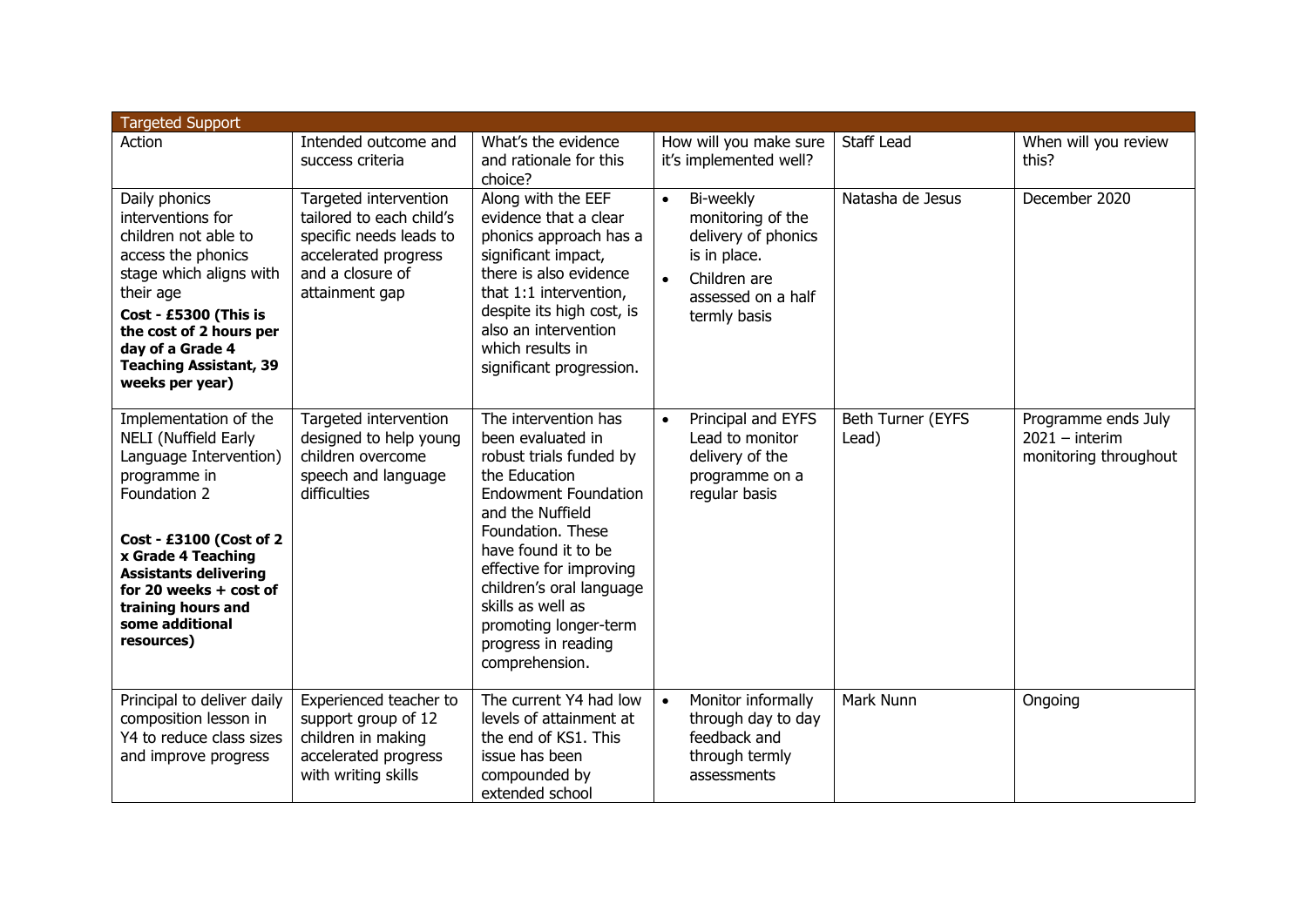| Targeted Support | | | | | |
|---|---|---|---|---|---|
| Action | Intended outcome and success criteria | What's the evidence and rationale for this choice? | How will you make sure it's implemented well? | Staff Lead | When will you review this? |
| Daily phonics interventions for children not able to access the phonics stage which aligns with their age<br>**Cost - £5300 (This is the cost of 2 hours per day of a Grade 4 Teaching Assistant, 39 weeks per year)** | Targeted intervention tailored to each child's specific needs leads to accelerated progress and a closure of attainment gap | Along with the EEF evidence that a clear phonics approach has a significant impact, there is also evidence that 1:1 intervention, despite its high cost, is also an intervention which results in significant progression. | • Bi-weekly monitoring of the delivery of phonics is in place.<br>• Children are assessed on a half termly basis | Natasha de Jesus | December 2020 |
| Implementation of the NELI (Nuffield Early Language Intervention) programme in Foundation 2<br><br>**Cost - £3100 (Cost of 2 x Grade 4 Teaching Assistants delivering for 20 weeks + cost of training hours and some additional resources)** | Targeted intervention designed to help young children overcome speech and language difficulties | The intervention has been evaluated in robust trials funded by the Education Endowment Foundation and the Nuffield Foundation. These have found it to be effective for improving children's oral language skills as well as promoting longer-term progress in reading comprehension. | • Principal and EYFS Lead to monitor delivery of the programme on a regular basis | Beth Turner (EYFS Lead) | Programme ends July 2021 – interim monitoring throughout |
| Principal to deliver daily composition lesson in Y4 to reduce class sizes and improve progress | Experienced teacher to support group of 12 children in making accelerated progress with writing skills | The current Y4 had low levels of attainment at the end of KS1. This issue has been compounded by extended school | • Monitor informally through day to day feedback and through termly assessments | Mark Nunn | Ongoing |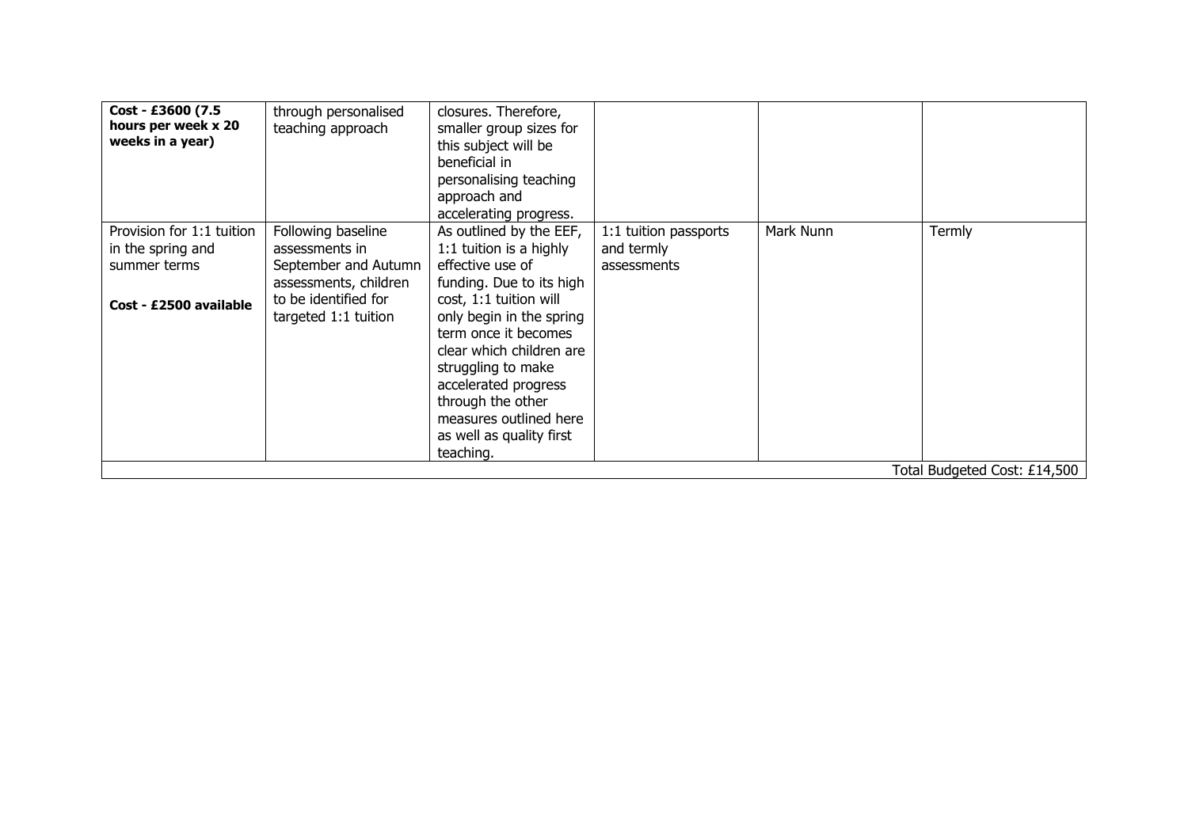| | | | | | |
|---|---|---|---|---|---|
| **Cost - £3600 (7.5 hours per week x 20 weeks in a year)** | through personalised teaching approach | closures. Therefore, smaller group sizes for this subject will be beneficial in personalising teaching approach and accelerating progress. | | | |
| Provision for 1:1 tuition in the spring and summer terms<br><br>**Cost - £2500 available** | Following baseline assessments in September and Autumn assessments, children to be identified for targeted 1:1 tuition | As outlined by the EEF, 1:1 tuition is a highly effective use of funding. Due to its high cost, 1:1 tuition will only begin in the spring term once it becomes clear which children are struggling to make accelerated progress through the other measures outlined here as well as quality first teaching. | 1:1 tuition passports and termly assessments | Mark Nunn | Termly |
| | | | | | Total Budgeted Cost: £14,500 |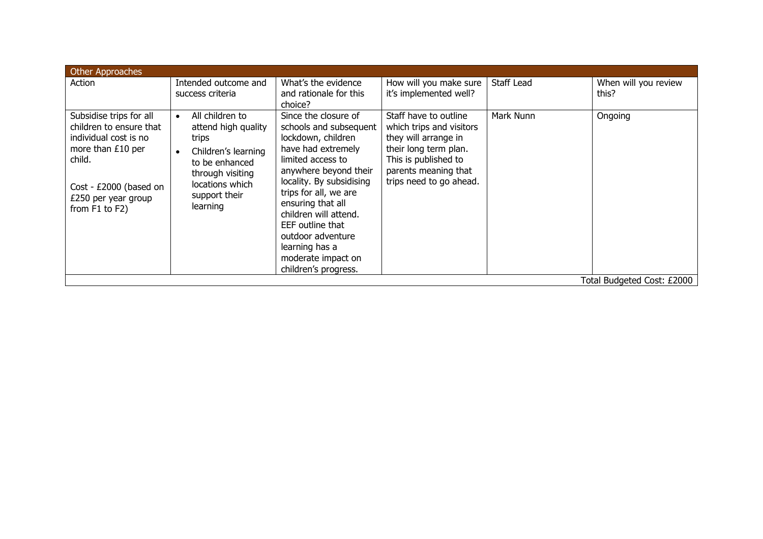| Other Approaches | | | | | |
|---|---|---|---|---|---|
| Action | Intended outcome and success criteria | What's the evidence and rationale for this choice? | How will you make sure it's implemented well? | Staff Lead | When will you review this? |
| Subsidise trips for all children to ensure that individual cost is no more than £10 per child.<br><br>Cost - £2000 (based on £250 per year group from F1 to F2) | • All children to attend high quality trips<br>• Children's learning to be enhanced through visiting locations which support their learning | Since the closure of schools and subsequent lockdown, children have had extremely limited access to anywhere beyond their locality. By subsidising trips for all, we are ensuring that all children will attend. EEF outline that outdoor adventure learning has a moderate impact on children's progress. | Staff have to outline which trips and visitors they will arrange in their long term plan. This is published to parents meaning that trips need to go ahead. | Mark Nunn | Ongoing |
| | | | | | Total Budgeted Cost: £2000 |